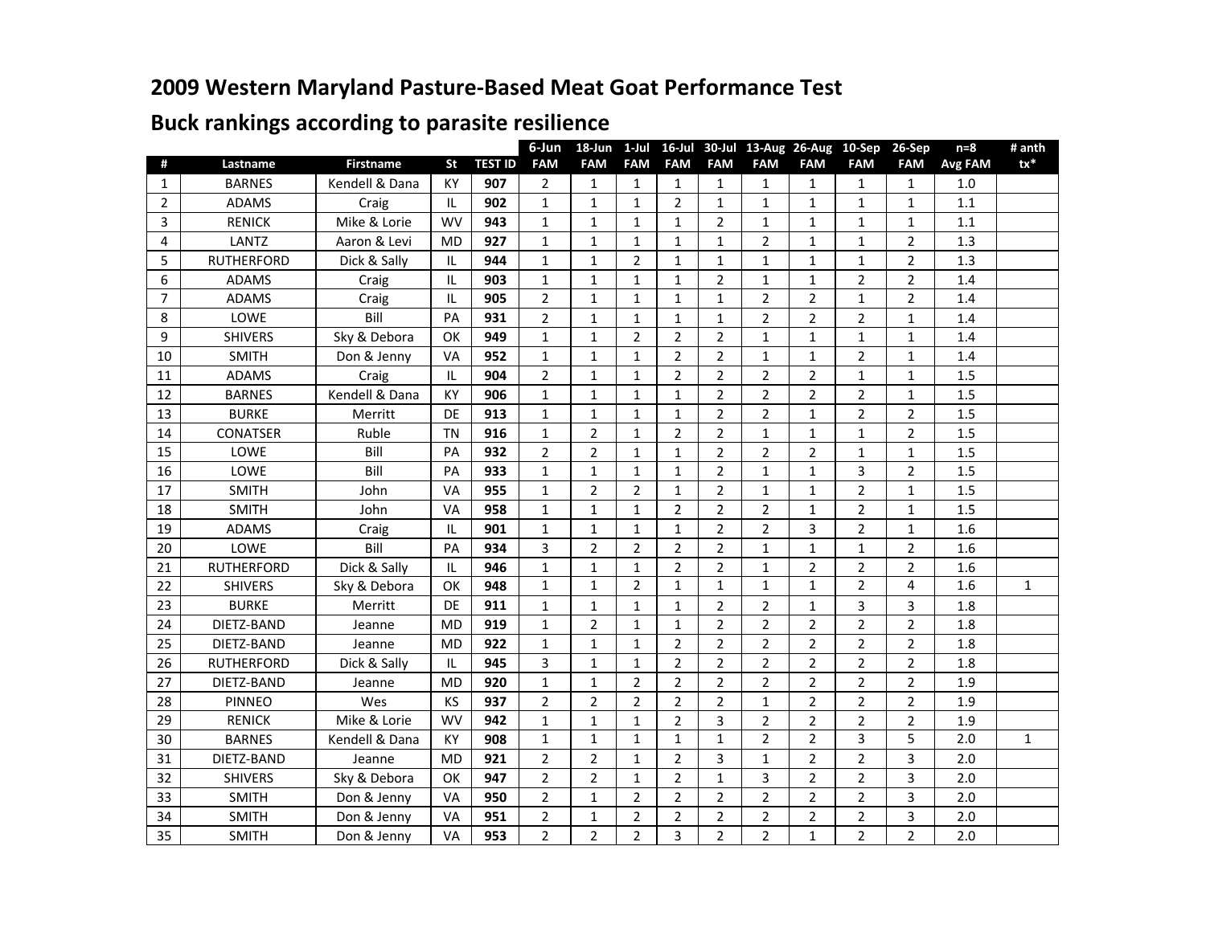# 2009 Western Maryland Pasture-Based Meat Goat Performance Test

## Buck rankings according to parasite resilience

| # | Lastname | Firstname | St | TEST ID | 6-Jun FAM | 18-Jun FAM | 1-Jul FAM | 16-Jul FAM | 30-Jul FAM | 13-Aug FAM | 26-Aug FAM | 10-Sep FAM | 26-Sep FAM | n=8 Avg FAM | # anth tx* |
|---|---|---|---|---|---|---|---|---|---|---|---|---|---|---|---|
| 1 | BARNES | Kendell & Dana | KY | **907** | 2 | 1 | 1 | 1 | 1 | 1 | 1 | 1 | 1 | 1.0 | |
| 2 | ADAMS | Craig | IL | **902** | 1 | 1 | 1 | 2 | 1 | 1 | 1 | 1 | 1 | 1.1 | |
| 3 | RENICK | Mike & Lorie | WV | **943** | 1 | 1 | 1 | 1 | 2 | 1 | 1 | 1 | 1 | 1.1 | |
| 4 | LANTZ | Aaron & Levi | MD | **927** | 1 | 1 | 1 | 1 | 1 | 2 | 1 | 1 | 2 | 1.3 | |
| 5 | RUTHERFORD | Dick & Sally | IL | **944** | 1 | 1 | 2 | 1 | 1 | 1 | 1 | 1 | 2 | 1.3 | |
| 6 | ADAMS | Craig | IL | **903** | 1 | 1 | 1 | 1 | 2 | 1 | 1 | 2 | 2 | 1.4 | |
| 7 | ADAMS | Craig | IL | **905** | 2 | 1 | 1 | 1 | 1 | 2 | 2 | 1 | 2 | 1.4 | |
| 8 | LOWE | Bill | PA | **931** | 2 | 1 | 1 | 1 | 1 | 2 | 2 | 2 | 1 | 1.4 | |
| 9 | SHIVERS | Sky & Debora | OK | **949** | 1 | 1 | 2 | 2 | 2 | 1 | 1 | 1 | 1 | 1.4 | |
| 10 | SMITH | Don & Jenny | VA | **952** | 1 | 1 | 1 | 2 | 2 | 1 | 1 | 2 | 1 | 1.4 | |
| 11 | ADAMS | Craig | IL | **904** | 2 | 1 | 1 | 2 | 2 | 2 | 2 | 1 | 1 | 1.5 | |
| 12 | BARNES | Kendell & Dana | KY | **906** | 1 | 1 | 1 | 1 | 2 | 2 | 2 | 2 | 1 | 1.5 | |
| 13 | BURKE | Merritt | DE | **913** | 1 | 1 | 1 | 1 | 2 | 2 | 1 | 2 | 2 | 1.5 | |
| 14 | CONATSER | Ruble | TN | **916** | 1 | 2 | 1 | 2 | 2 | 1 | 1 | 1 | 2 | 1.5 | |
| 15 | LOWE | Bill | PA | **932** | 2 | 2 | 1 | 1 | 2 | 2 | 2 | 1 | 1 | 1.5 | |
| 16 | LOWE | Bill | PA | **933** | 1 | 1 | 1 | 1 | 2 | 1 | 1 | 3 | 2 | 1.5 | |
| 17 | SMITH | John | VA | **955** | 1 | 2 | 2 | 1 | 2 | 1 | 1 | 2 | 1 | 1.5 | |
| 18 | SMITH | John | VA | **958** | 1 | 1 | 1 | 2 | 2 | 2 | 1 | 2 | 1 | 1.5 | |
| 19 | ADAMS | Craig | IL | **901** | 1 | 1 | 1 | 1 | 2 | 2 | 3 | 2 | 1 | 1.6 | |
| 20 | LOWE | Bill | PA | **934** | 3 | 2 | 2 | 2 | 2 | 1 | 1 | 1 | 2 | 1.6 | |
| 21 | RUTHERFORD | Dick & Sally | IL | **946** | 1 | 1 | 1 | 2 | 2 | 1 | 2 | 2 | 2 | 1.6 | |
| 22 | SHIVERS | Sky & Debora | OK | **948** | 1 | 1 | 2 | 1 | 1 | 1 | 1 | 2 | 4 | 1.6 | 1 |
| 23 | BURKE | Merritt | DE | **911** | 1 | 1 | 1 | 1 | 2 | 2 | 1 | 3 | 3 | 1.8 | |
| 24 | DIETZ-BAND | Jeanne | MD | **919** | 1 | 2 | 1 | 1 | 2 | 2 | 2 | 2 | 2 | 1.8 | |
| 25 | DIETZ-BAND | Jeanne | MD | **922** | 1 | 1 | 1 | 2 | 2 | 2 | 2 | 2 | 2 | 1.8 | |
| 26 | RUTHERFORD | Dick & Sally | IL | **945** | 3 | 1 | 1 | 2 | 2 | 2 | 2 | 2 | 2 | 1.8 | |
| 27 | DIETZ-BAND | Jeanne | MD | **920** | 1 | 1 | 2 | 2 | 2 | 2 | 2 | 2 | 2 | 1.9 | |
| 28 | PINNEO | Wes | KS | **937** | 2 | 2 | 2 | 2 | 2 | 1 | 2 | 2 | 2 | 1.9 | |
| 29 | RENICK | Mike & Lorie | WV | **942** | 1 | 1 | 1 | 2 | 3 | 2 | 2 | 2 | 2 | 1.9 | |
| 30 | BARNES | Kendell & Dana | KY | **908** | 1 | 1 | 1 | 1 | 1 | 2 | 2 | 3 | 5 | 2.0 | 1 |
| 31 | DIETZ-BAND | Jeanne | MD | **921** | 2 | 2 | 1 | 2 | 3 | 1 | 2 | 2 | 3 | 2.0 | |
| 32 | SHIVERS | Sky & Debora | OK | **947** | 2 | 2 | 1 | 2 | 1 | 3 | 2 | 2 | 3 | 2.0 | |
| 33 | SMITH | Don & Jenny | VA | **950** | 2 | 1 | 2 | 2 | 2 | 2 | 2 | 2 | 3 | 2.0 | |
| 34 | SMITH | Don & Jenny | VA | **951** | 2 | 1 | 2 | 2 | 2 | 2 | 2 | 2 | 3 | 2.0 | |
| 35 | SMITH | Don & Jenny | VA | **953** | 2 | 2 | 2 | 3 | 2 | 2 | 1 | 2 | 2 | 2.0 | |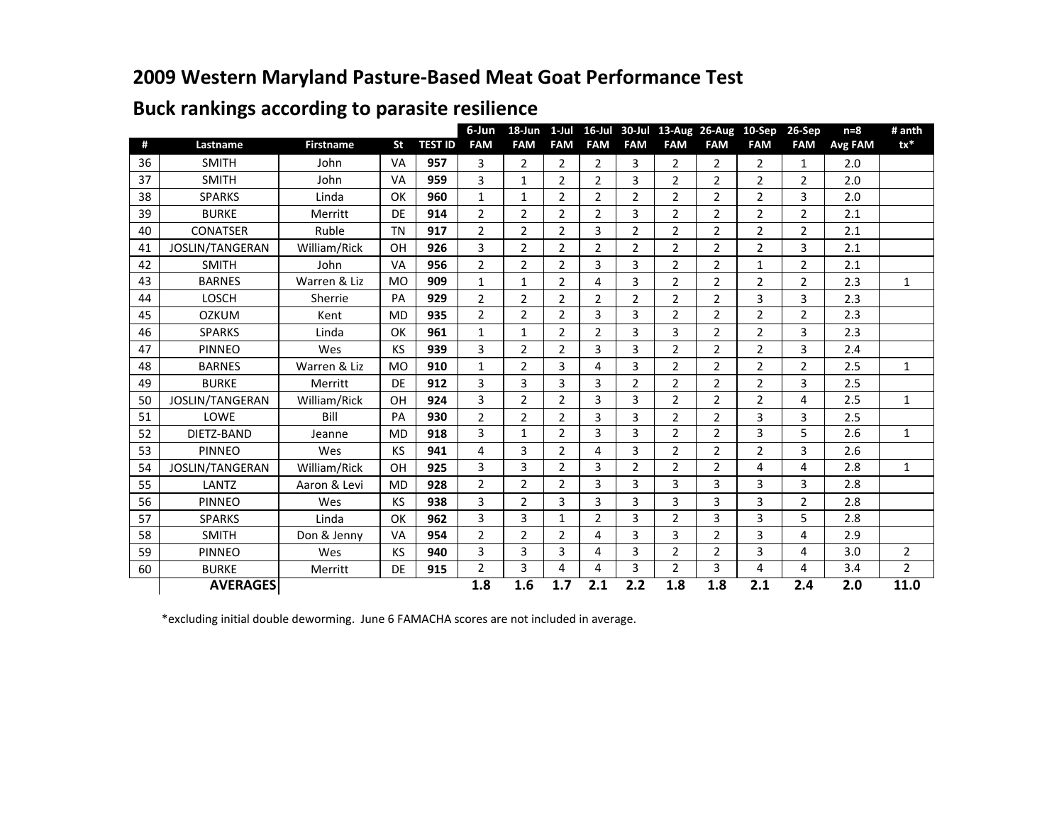## 2009 Western Maryland Pasture-Based Meat Goat Performance Test

## Buck rankings according to parasite resilience

| # | Lastname | Firstname | St | TEST ID | 6-Jun FAM | 18-Jun FAM | 1-Jul FAM | 16-Jul FAM | 30-Jul FAM | 13-Aug FAM | 26-Aug FAM | 10-Sep FAM | 26-Sep FAM | n=8 Avg FAM | # anth tx* |
|---|---|---|---|---|---|---|---|---|---|---|---|---|---|---|---|
| 36 | SMITH | John | VA | **957** | 3 | 2 | 2 | 2 | 3 | 2 | 2 | 2 | 1 | 2.0 | |
| 37 | SMITH | John | VA | **959** | 3 | 1 | 2 | 2 | 3 | 2 | 2 | 2 | 2 | 2.0 | |
| 38 | SPARKS | Linda | OK | **960** | 1 | 1 | 2 | 2 | 2 | 2 | 2 | 2 | 3 | 2.0 | |
| 39 | BURKE | Merritt | DE | **914** | 2 | 2 | 2 | 2 | 3 | 2 | 2 | 2 | 2 | 2.1 | |
| 40 | CONATSER | Ruble | TN | **917** | 2 | 2 | 2 | 3 | 2 | 2 | 2 | 2 | 2 | 2.1 | |
| 41 | JOSLIN/TANGERAN | William/Rick | OH | **926** | 3 | 2 | 2 | 2 | 2 | 2 | 2 | 2 | 3 | 2.1 | |
| 42 | SMITH | John | VA | **956** | 2 | 2 | 2 | 3 | 3 | 2 | 2 | 1 | 2 | 2.1 | |
| 43 | BARNES | Warren & Liz | MO | **909** | 1 | 1 | 2 | 4 | 3 | 2 | 2 | 2 | 2 | 2.3 | 1 |
| 44 | LOSCH | Sherrie | PA | **929** | 2 | 2 | 2 | 2 | 2 | 2 | 2 | 3 | 3 | 2.3 | |
| 45 | OZKUM | Kent | MD | **935** | 2 | 2 | 2 | 3 | 3 | 2 | 2 | 2 | 2 | 2.3 | |
| 46 | SPARKS | Linda | OK | **961** | 1 | 1 | 2 | 2 | 3 | 3 | 2 | 2 | 3 | 2.3 | |
| 47 | PINNEO | Wes | KS | **939** | 3 | 2 | 2 | 3 | 3 | 2 | 2 | 2 | 3 | 2.4 | |
| 48 | BARNES | Warren & Liz | MO | **910** | 1 | 2 | 3 | 4 | 3 | 2 | 2 | 2 | 2 | 2.5 | 1 |
| 49 | BURKE | Merritt | DE | **912** | 3 | 3 | 3 | 3 | 2 | 2 | 2 | 2 | 3 | 2.5 | |
| 50 | JOSLIN/TANGERAN | William/Rick | OH | **924** | 3 | 2 | 2 | 3 | 3 | 2 | 2 | 2 | 4 | 2.5 | 1 |
| 51 | LOWE | Bill | PA | **930** | 2 | 2 | 2 | 3 | 3 | 2 | 2 | 3 | 3 | 2.5 | |
| 52 | DIETZ-BAND | Jeanne | MD | **918** | 3 | 1 | 2 | 3 | 3 | 2 | 2 | 3 | 5 | 2.6 | 1 |
| 53 | PINNEO | Wes | KS | **941** | 4 | 3 | 2 | 4 | 3 | 2 | 2 | 2 | 3 | 2.6 | |
| 54 | JOSLIN/TANGERAN | William/Rick | OH | **925** | 3 | 3 | 2 | 3 | 2 | 2 | 2 | 4 | 4 | 2.8 | 1 |
| 55 | LANTZ | Aaron & Levi | MD | **928** | 2 | 2 | 2 | 3 | 3 | 3 | 3 | 3 | 3 | 2.8 | |
| 56 | PINNEO | Wes | KS | **938** | 3 | 2 | 3 | 3 | 3 | 3 | 3 | 3 | 2 | 2.8 | |
| 57 | SPARKS | Linda | OK | **962** | 3 | 3 | 1 | 2 | 3 | 2 | 3 | 3 | 5 | 2.8 | |
| 58 | SMITH | Don & Jenny | VA | **954** | 2 | 2 | 2 | 4 | 3 | 3 | 2 | 3 | 4 | 2.9 | |
| 59 | PINNEO | Wes | KS | **940** | 3 | 3 | 3 | 4 | 3 | 2 | 2 | 3 | 4 | 3.0 | 2 |
| 60 | BURKE | Merritt | DE | **915** | 2 | 3 | 4 | 4 | 3 | 2 | 3 | 4 | 4 | 3.4 | 2 |
| | **AVERAGES** | | | | **1.8** | **1.6** | **1.7** | **2.1** | **2.2** | **1.8** | **1.8** | **2.1** | **2.4** | **2.0** | **11.0** |

*excluding initial double deworming. June 6 FAMACHA scores are not included in average.